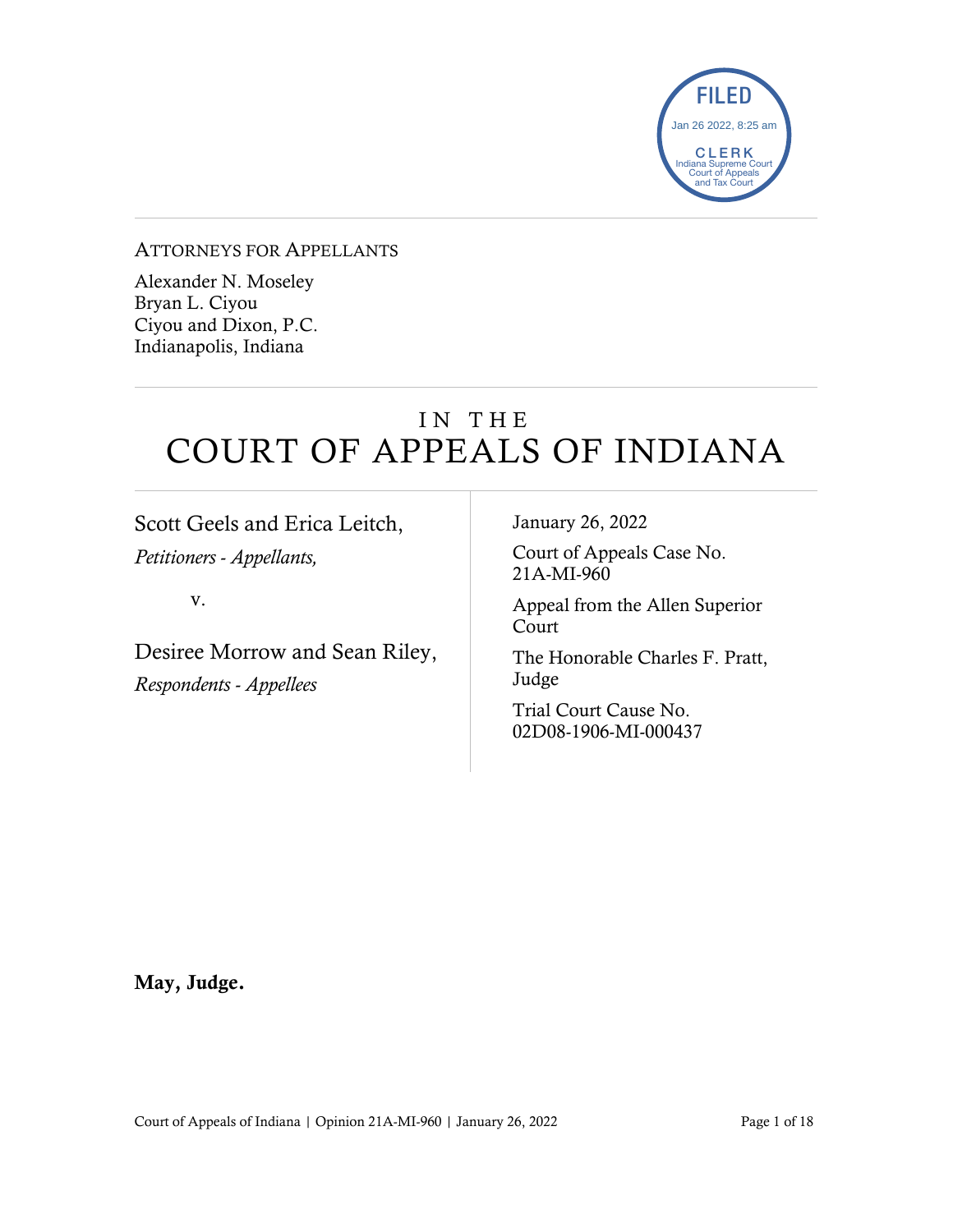FILED
Jan 26 2022, 8:25 am
CLERK
Indiana Supreme Court
Court of Appeals
and Tax Court

ATTORNEYS FOR APPELLANTS

Alexander N. Moseley
Bryan L. Ciyou
Ciyou and Dixon, P.C.
Indianapolis, Indiana

# IN THE COURT OF APPEALS OF INDIANA

Scott Geels and Erica Leitch,
*Petitioners - Appellants,*

v.

Desiree Morrow and Sean Riley,
*Respondents - Appellees*

January 26, 2022

Court of Appeals Case No. 21A-MI-960

Appeal from the Allen Superior Court

The Honorable Charles F. Pratt, Judge

Trial Court Cause No. 02D08-1906-MI-000437

**May, Judge.**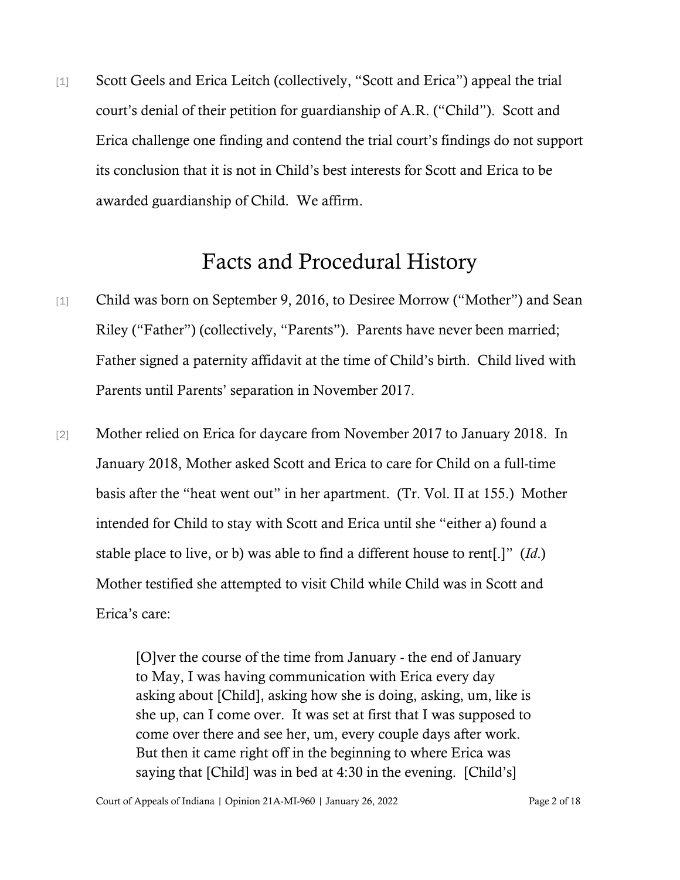[1] Scott Geels and Erica Leitch (collectively, "Scott and Erica") appeal the trial court's denial of their petition for guardianship of A.R. ("Child"). Scott and Erica challenge one finding and contend the trial court's findings do not support its conclusion that it is not in Child's best interests for Scott and Erica to be awarded guardianship of Child. We affirm.

# Facts and Procedural History

[1] Child was born on September 9, 2016, to Desiree Morrow ("Mother") and Sean Riley ("Father") (collectively, "Parents"). Parents have never been married; Father signed a paternity affidavit at the time of Child's birth. Child lived with Parents until Parents' separation in November 2017.

[2] Mother relied on Erica for daycare from November 2017 to January 2018. In January 2018, Mother asked Scott and Erica to care for Child on a full-time basis after the "heat went out" in her apartment. (Tr. Vol. II at 155.) Mother intended for Child to stay with Scott and Erica until she "either a) found a stable place to live, or b) was able to find a different house to rent[.]" (*Id.*) Mother testified she attempted to visit Child while Child was in Scott and Erica's care:

> [O]ver the course of the time from January - the end of January to May, I was having communication with Erica every day asking about [Child], asking how she is doing, asking, um, like is she up, can I come over. It was set at first that I was supposed to come over there and see her, um, every couple days after work. But then it came right off in the beginning to where Erica was saying that [Child] was in bed at 4:30 in the evening. [Child's]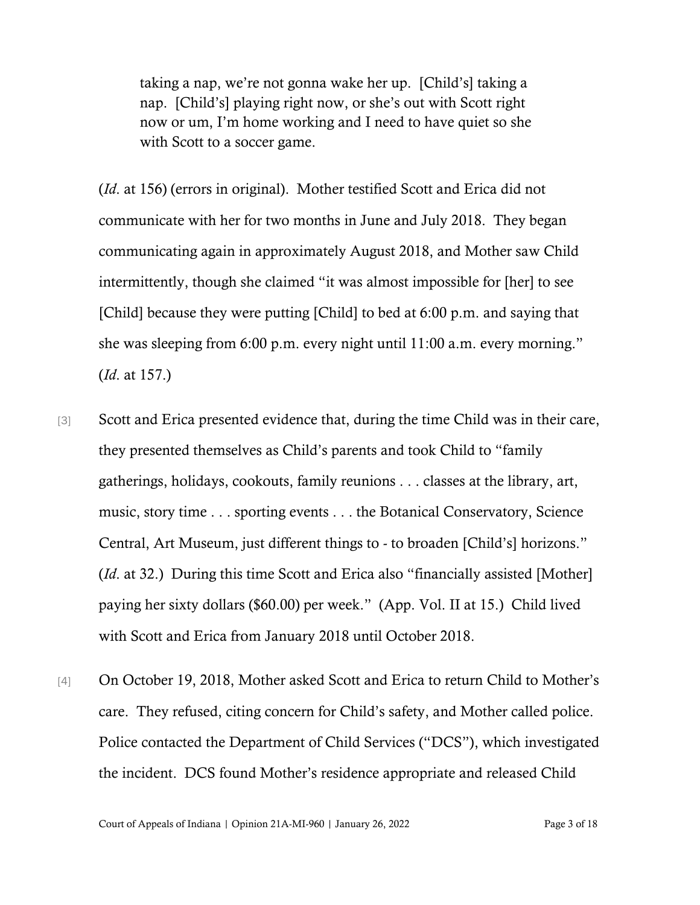> taking a nap, we're not gonna wake her up. [Child's] taking a nap. [Child's] playing right now, or she's out with Scott right now or um, I'm home working and I need to have quiet so she with Scott to a soccer game.

(*Id.* at 156) (errors in original). Mother testified Scott and Erica did not communicate with her for two months in June and July 2018. They began communicating again in approximately August 2018, and Mother saw Child intermittently, though she claimed "it was almost impossible for [her] to see [Child] because they were putting [Child] to bed at 6:00 p.m. and saying that she was sleeping from 6:00 p.m. every night until 11:00 a.m. every morning." (*Id.* at 157.)

[3] Scott and Erica presented evidence that, during the time Child was in their care, they presented themselves as Child's parents and took Child to "family gatherings, holidays, cookouts, family reunions . . . classes at the library, art, music, story time . . . sporting events . . . the Botanical Conservatory, Science Central, Art Museum, just different things to - to broaden [Child's] horizons." (*Id.* at 32.) During this time Scott and Erica also "financially assisted [Mother] paying her sixty dollars ($60.00) per week." (App. Vol. II at 15.) Child lived with Scott and Erica from January 2018 until October 2018.

[4] On October 19, 2018, Mother asked Scott and Erica to return Child to Mother's care. They refused, citing concern for Child's safety, and Mother called police. Police contacted the Department of Child Services ("DCS"), which investigated the incident. DCS found Mother's residence appropriate and released Child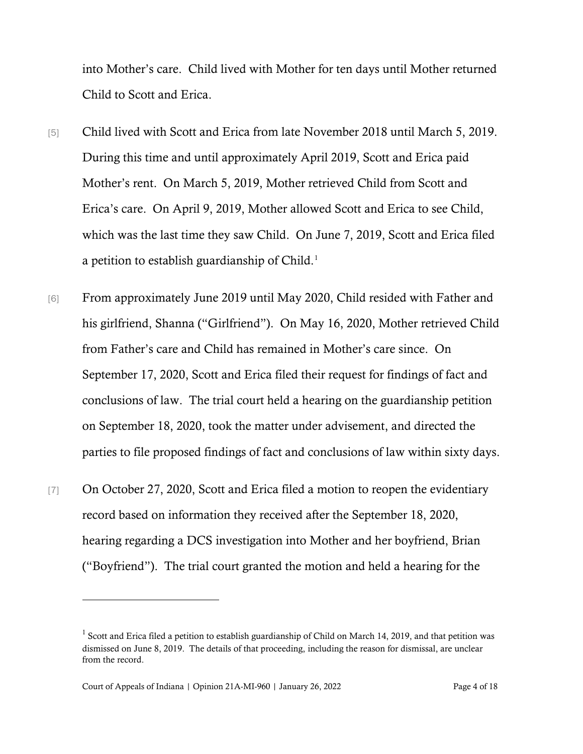into Mother's care. Child lived with Mother for ten days until Mother returned Child to Scott and Erica.

[5] Child lived with Scott and Erica from late November 2018 until March 5, 2019. During this time and until approximately April 2019, Scott and Erica paid Mother's rent. On March 5, 2019, Mother retrieved Child from Scott and Erica's care. On April 9, 2019, Mother allowed Scott and Erica to see Child, which was the last time they saw Child. On June 7, 2019, Scott and Erica filed a petition to establish guardianship of Child.[1]

[6] From approximately June 2019 until May 2020, Child resided with Father and his girlfriend, Shanna ("Girlfriend"). On May 16, 2020, Mother retrieved Child from Father's care and Child has remained in Mother's care since. On September 17, 2020, Scott and Erica filed their request for findings of fact and conclusions of law. The trial court held a hearing on the guardianship petition on September 18, 2020, took the matter under advisement, and directed the parties to file proposed findings of fact and conclusions of law within sixty days.

[7] On October 27, 2020, Scott and Erica filed a motion to reopen the evidentiary record based on information they received after the September 18, 2020, hearing regarding a DCS investigation into Mother and her boyfriend, Brian ("Boyfriend"). The trial court granted the motion and held a hearing for the

---

[1] Scott and Erica filed a petition to establish guardianship of Child on March 14, 2019, and that petition was dismissed on June 8, 2019. The details of that proceeding, including the reason for dismissal, are unclear from the record.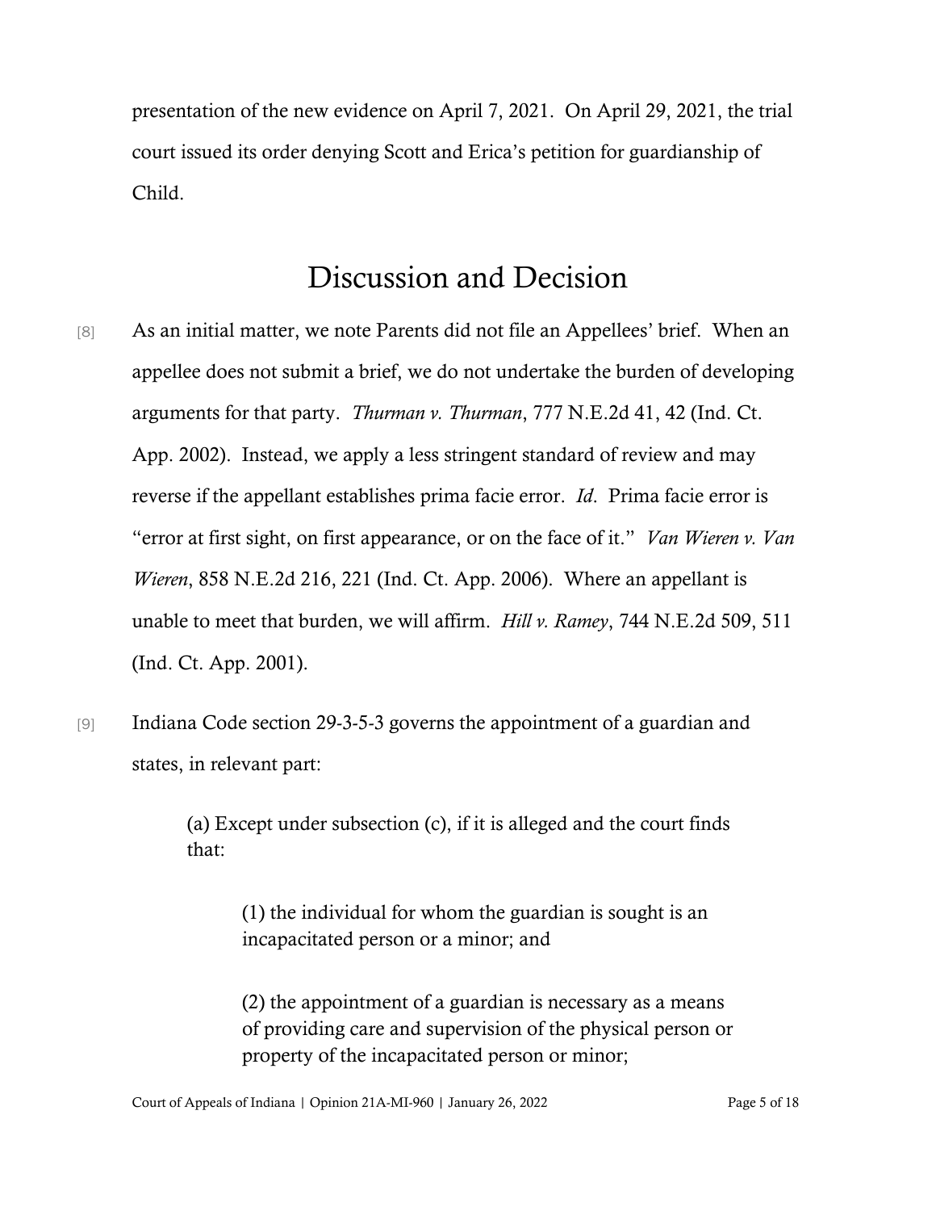presentation of the new evidence on April 7, 2021. On April 29, 2021, the trial court issued its order denying Scott and Erica's petition for guardianship of Child.

## Discussion and Decision

[8] As an initial matter, we note Parents did not file an Appellees' brief. When an appellee does not submit a brief, we do not undertake the burden of developing arguments for that party. *Thurman v. Thurman*, 777 N.E.2d 41, 42 (Ind. Ct. App. 2002). Instead, we apply a less stringent standard of review and may reverse if the appellant establishes prima facie error. *Id*. Prima facie error is "error at first sight, on first appearance, or on the face of it." *Van Wieren v. Van Wieren*, 858 N.E.2d 216, 221 (Ind. Ct. App. 2006). Where an appellant is unable to meet that burden, we will affirm. *Hill v. Ramey*, 744 N.E.2d 509, 511 (Ind. Ct. App. 2001).

[9] Indiana Code section 29-3-5-3 governs the appointment of a guardian and states, in relevant part:

> (a) Except under subsection (c), if it is alleged and the court finds that:
>
> > (1) the individual for whom the guardian is sought is an incapacitated person or a minor; and
> >
> > (2) the appointment of a guardian is necessary as a means of providing care and supervision of the physical person or property of the incapacitated person or minor;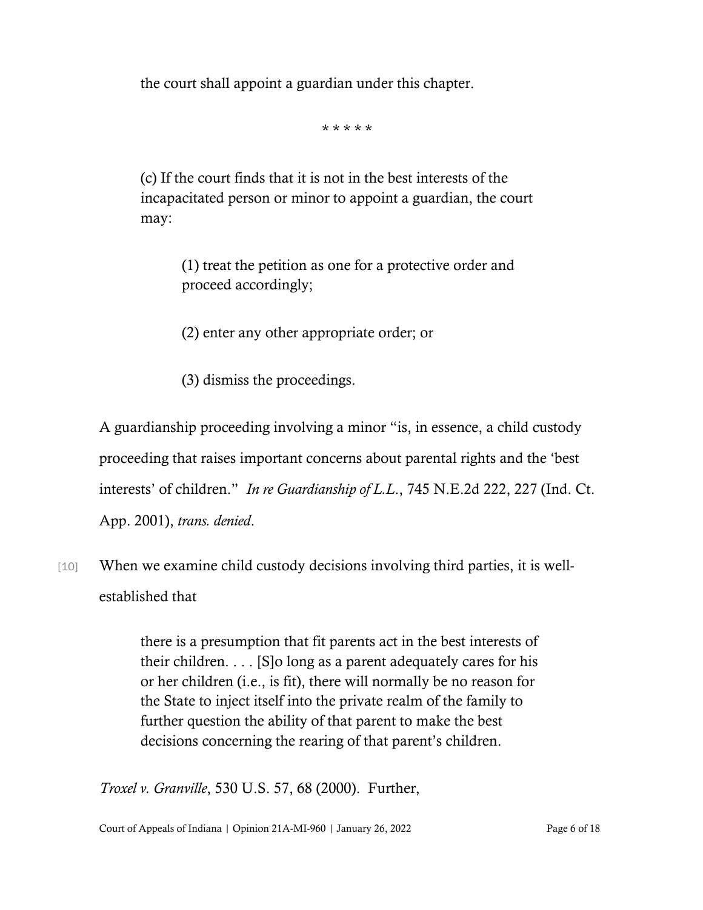the court shall appoint a guardian under this chapter.

\* \* \* \* \*

> (c) If the court finds that it is not in the best interests of the incapacitated person or minor to appoint a guardian, the court may:
>
> > (1) treat the petition as one for a protective order and proceed accordingly;
> >
> > (2) enter any other appropriate order; or
> >
> > (3) dismiss the proceedings.

A guardianship proceeding involving a minor "is, in essence, a child custody proceeding that raises important concerns about parental rights and the 'best interests' of children." *In re Guardianship of L.L.*, 745 N.E.2d 222, 227 (Ind. Ct. App. 2001), *trans. denied*.

[10] When we examine child custody decisions involving third parties, it is well-established that

> there is a presumption that fit parents act in the best interests of their children. . . . [S]o long as a parent adequately cares for his or her children (i.e., is fit), there will normally be no reason for the State to inject itself into the private realm of the family to further question the ability of that parent to make the best decisions concerning the rearing of that parent's children.

*Troxel v. Granville*, 530 U.S. 57, 68 (2000). Further,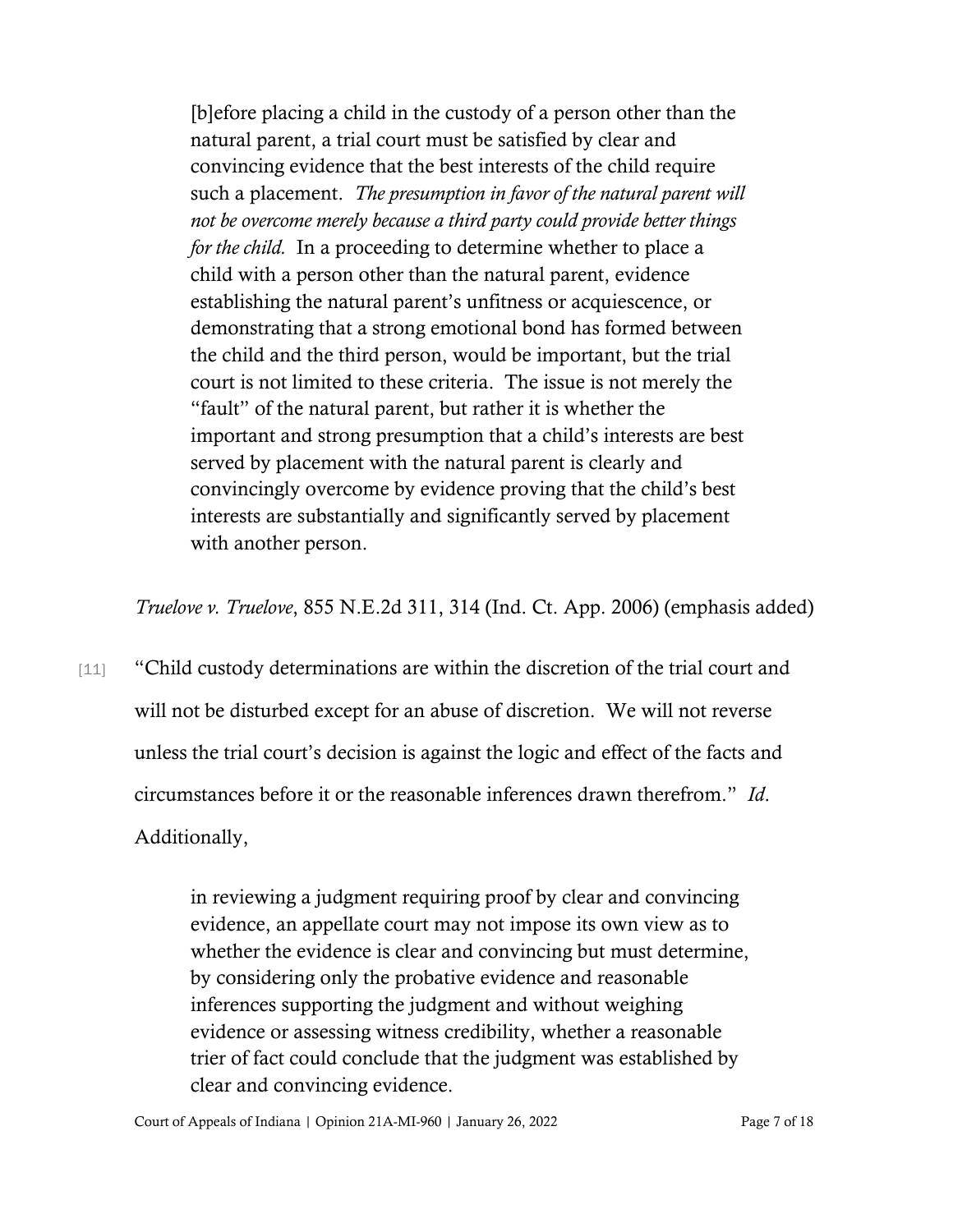> [b]efore placing a child in the custody of a person other than the natural parent, a trial court must be satisfied by clear and convincing evidence that the best interests of the child require such a placement. *The presumption in favor of the natural parent will not be overcome merely because a third party could provide better things for the child.* In a proceeding to determine whether to place a child with a person other than the natural parent, evidence establishing the natural parent's unfitness or acquiescence, or demonstrating that a strong emotional bond has formed between the child and the third person, would be important, but the trial court is not limited to these criteria. The issue is not merely the "fault" of the natural parent, but rather it is whether the important and strong presumption that a child's interests are best served by placement with the natural parent is clearly and convincingly overcome by evidence proving that the child's best interests are substantially and significantly served by placement with another person.

*Truelove v. Truelove*, 855 N.E.2d 311, 314 (Ind. Ct. App. 2006) (emphasis added)

[11] "Child custody determinations are within the discretion of the trial court and will not be disturbed except for an abuse of discretion. We will not reverse unless the trial court's decision is against the logic and effect of the facts and circumstances before it or the reasonable inferences drawn therefrom." *Id*. Additionally,

> in reviewing a judgment requiring proof by clear and convincing evidence, an appellate court may not impose its own view as to whether the evidence is clear and convincing but must determine, by considering only the probative evidence and reasonable inferences supporting the judgment and without weighing evidence or assessing witness credibility, whether a reasonable trier of fact could conclude that the judgment was established by clear and convincing evidence.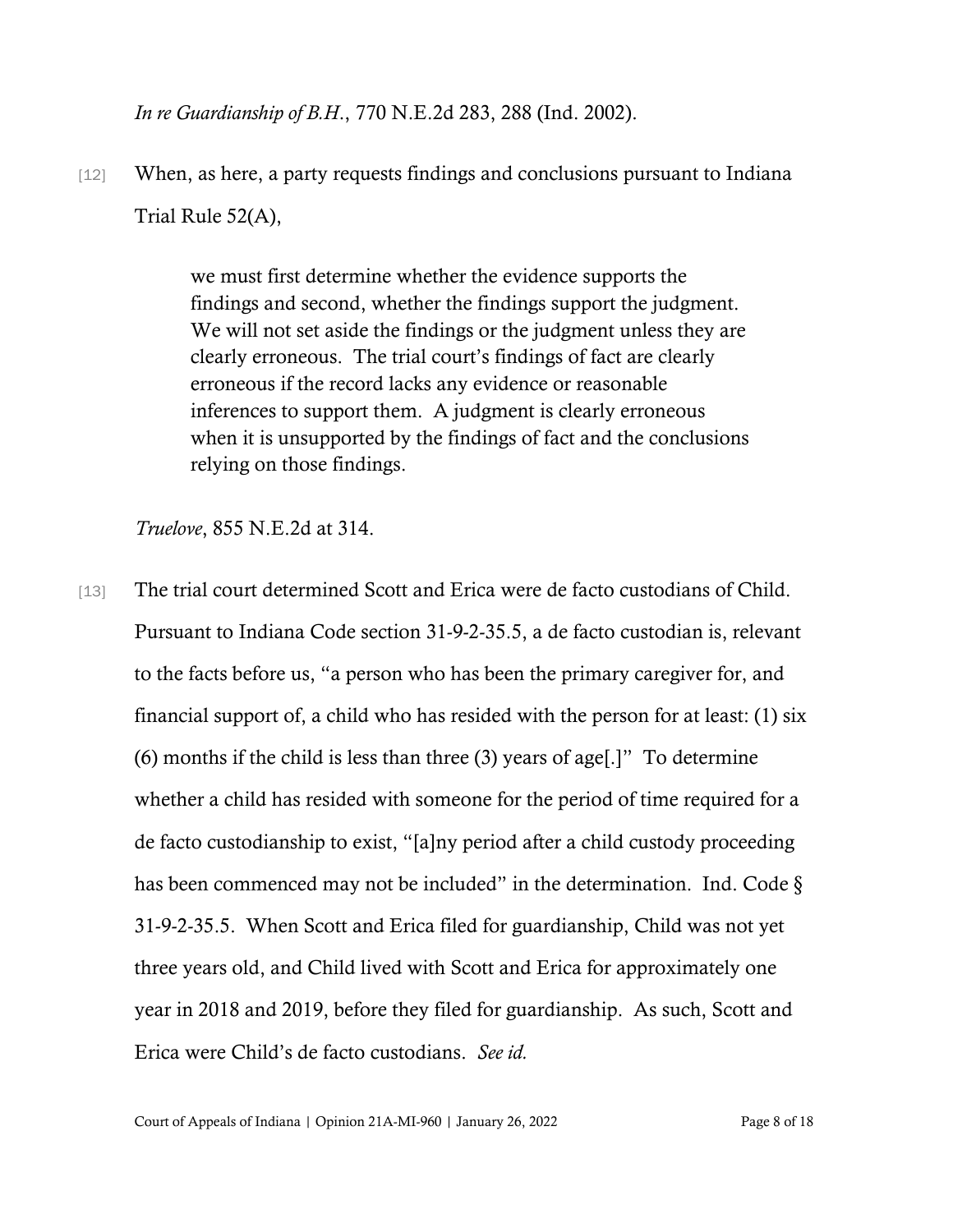*In re Guardianship of B.H.*, 770 N.E.2d 283, 288 (Ind. 2002).

[12] When, as here, a party requests findings and conclusions pursuant to Indiana Trial Rule 52(A),

> we must first determine whether the evidence supports the findings and second, whether the findings support the judgment. We will not set aside the findings or the judgment unless they are clearly erroneous. The trial court's findings of fact are clearly erroneous if the record lacks any evidence or reasonable inferences to support them. A judgment is clearly erroneous when it is unsupported by the findings of fact and the conclusions relying on those findings.

*Truelove*, 855 N.E.2d at 314.

[13] The trial court determined Scott and Erica were de facto custodians of Child. Pursuant to Indiana Code section 31-9-2-35.5, a de facto custodian is, relevant to the facts before us, "a person who has been the primary caregiver for, and financial support of, a child who has resided with the person for at least: (1) six (6) months if the child is less than three (3) years of age[.]" To determine whether a child has resided with someone for the period of time required for a de facto custodianship to exist, "[a]ny period after a child custody proceeding has been commenced may not be included" in the determination. Ind. Code § 31-9-2-35.5. When Scott and Erica filed for guardianship, Child was not yet three years old, and Child lived with Scott and Erica for approximately one year in 2018 and 2019, before they filed for guardianship. As such, Scott and Erica were Child's de facto custodians. *See id.*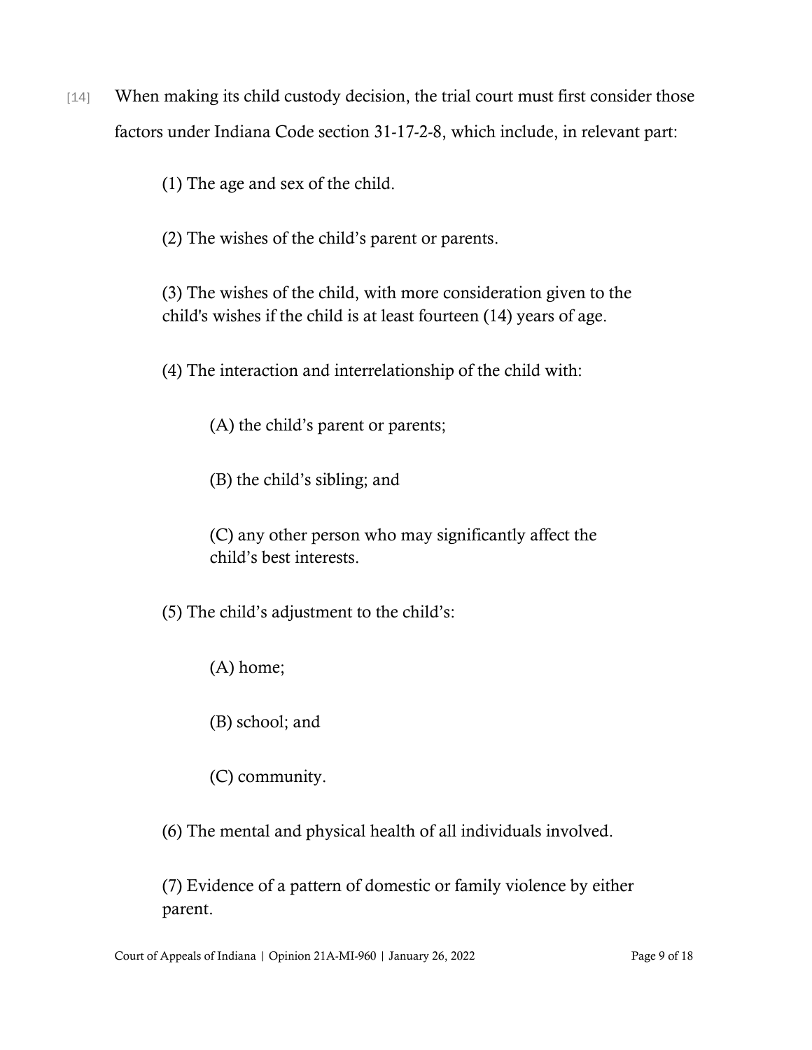[14] When making its child custody decision, the trial court must first consider those factors under Indiana Code section 31-17-2-8, which include, in relevant part:

> (1) The age and sex of the child.
>
> (2) The wishes of the child's parent or parents.
>
> (3) The wishes of the child, with more consideration given to the child's wishes if the child is at least fourteen (14) years of age.
>
> (4) The interaction and interrelationship of the child with:
>
> > (A) the child's parent or parents;
> >
> > (B) the child's sibling; and
> >
> > (C) any other person who may significantly affect the child's best interests.
>
> (5) The child's adjustment to the child's:
>
> > (A) home;
> >
> > (B) school; and
> >
> > (C) community.
>
> (6) The mental and physical health of all individuals involved.
>
> (7) Evidence of a pattern of domestic or family violence by either parent.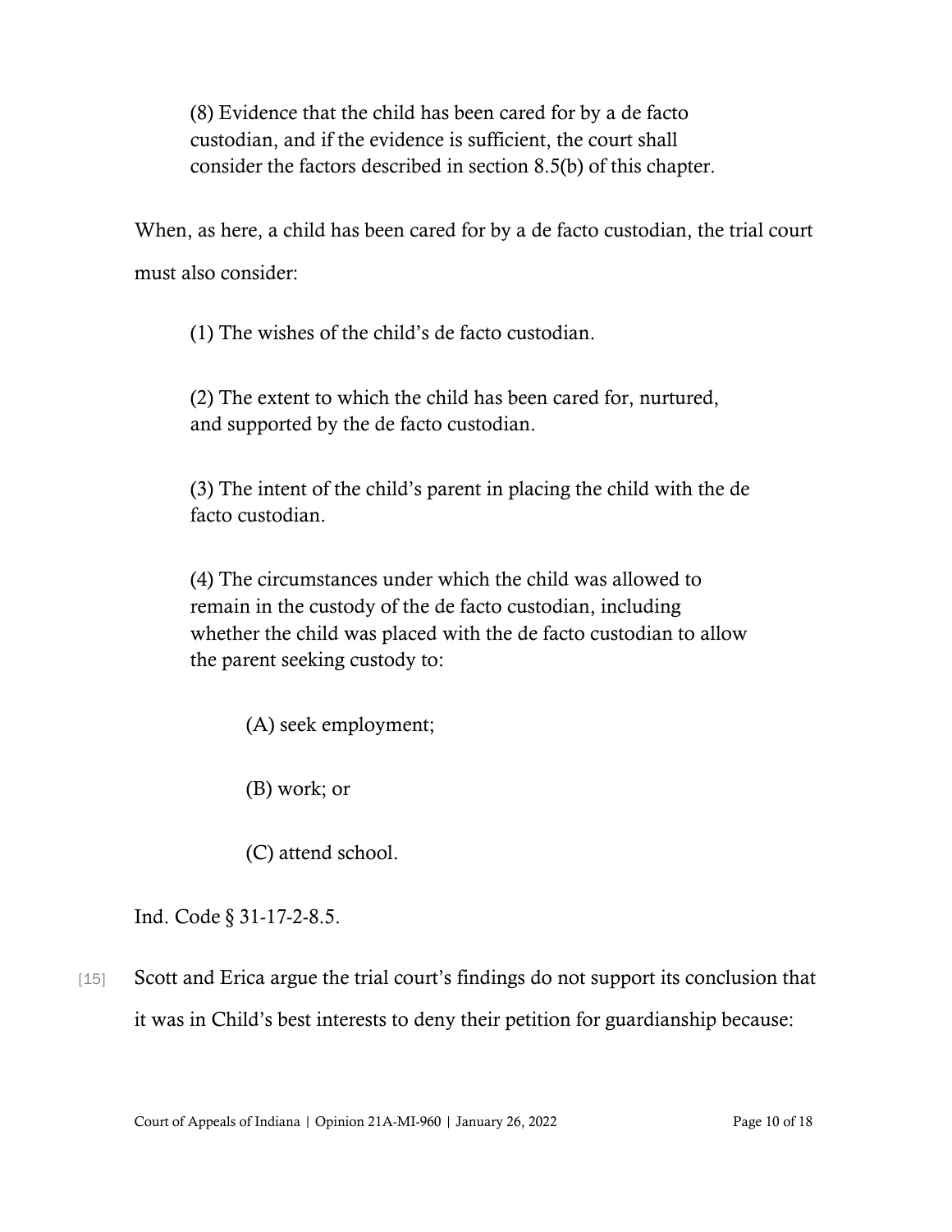(8) Evidence that the child has been cared for by a de facto custodian, and if the evidence is sufficient, the court shall consider the factors described in section 8.5(b) of this chapter.

When, as here, a child has been cared for by a de facto custodian, the trial court must also consider:

(1) The wishes of the child's de facto custodian.

(2) The extent to which the child has been cared for, nurtured, and supported by the de facto custodian.

(3) The intent of the child's parent in placing the child with the de facto custodian.

(4) The circumstances under which the child was allowed to remain in the custody of the de facto custodian, including whether the child was placed with the de facto custodian to allow the parent seeking custody to:

(A) seek employment;

(B) work; or

(C) attend school.

Ind. Code § 31-17-2-8.5.

[15] Scott and Erica argue the trial court's findings do not support its conclusion that it was in Child's best interests to deny their petition for guardianship because: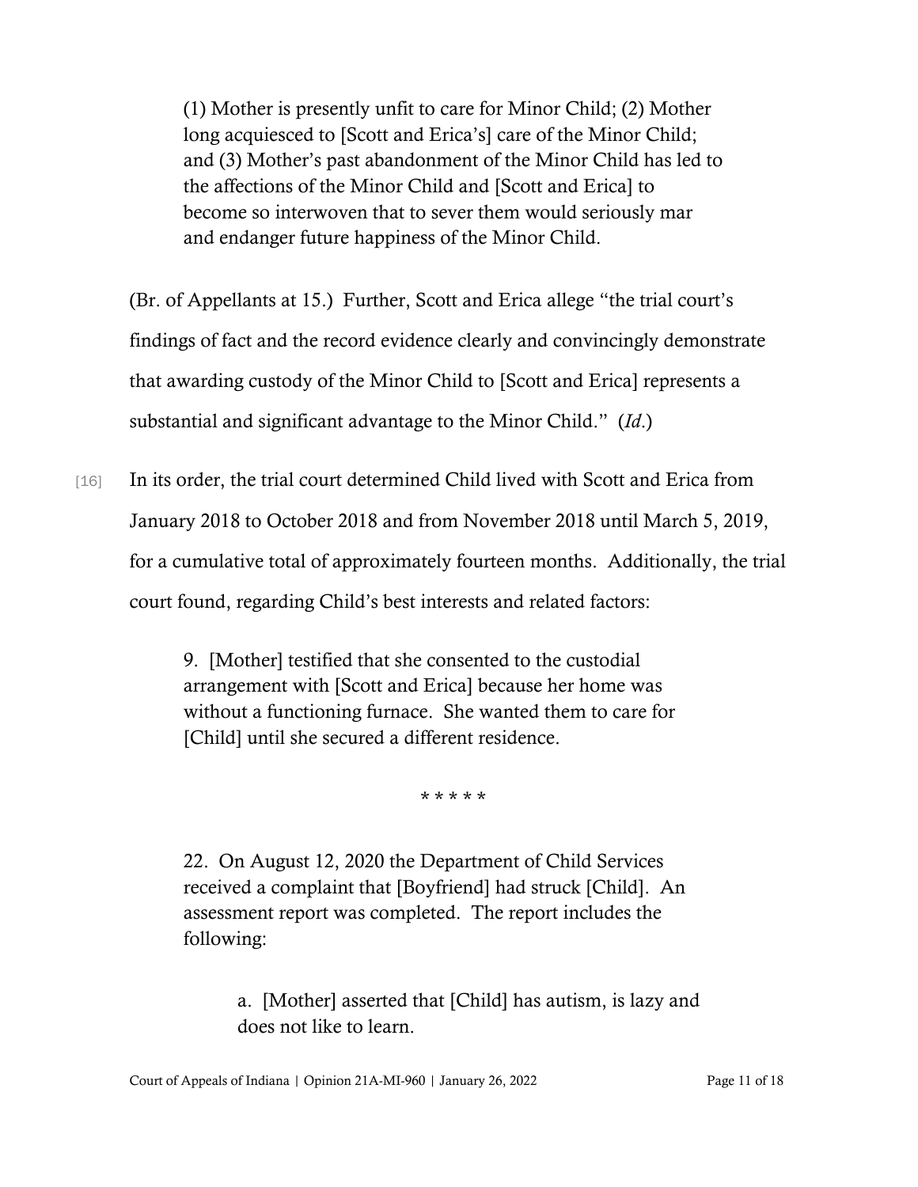> (1) Mother is presently unfit to care for Minor Child; (2) Mother long acquiesced to [Scott and Erica's] care of the Minor Child; and (3) Mother's past abandonment of the Minor Child has led to the affections of the Minor Child and [Scott and Erica] to become so interwoven that to sever them would seriously mar and endanger future happiness of the Minor Child.

(Br. of Appellants at 15.) Further, Scott and Erica allege "the trial court's findings of fact and the record evidence clearly and convincingly demonstrate that awarding custody of the Minor Child to [Scott and Erica] represents a substantial and significant advantage to the Minor Child." (*Id*.)

[16] In its order, the trial court determined Child lived with Scott and Erica from January 2018 to October 2018 and from November 2018 until March 5, 2019, for a cumulative total of approximately fourteen months. Additionally, the trial court found, regarding Child's best interests and related factors:

> 9. [Mother] testified that she consented to the custodial arrangement with [Scott and Erica] because her home was without a functioning furnace. She wanted them to care for [Child] until she secured a different residence.
>
> \* \* \* \* \*
>
> 22. On August 12, 2020 the Department of Child Services received a complaint that [Boyfriend] had struck [Child]. An assessment report was completed. The report includes the following:
>
> > a. [Mother] asserted that [Child] has autism, is lazy and does not like to learn.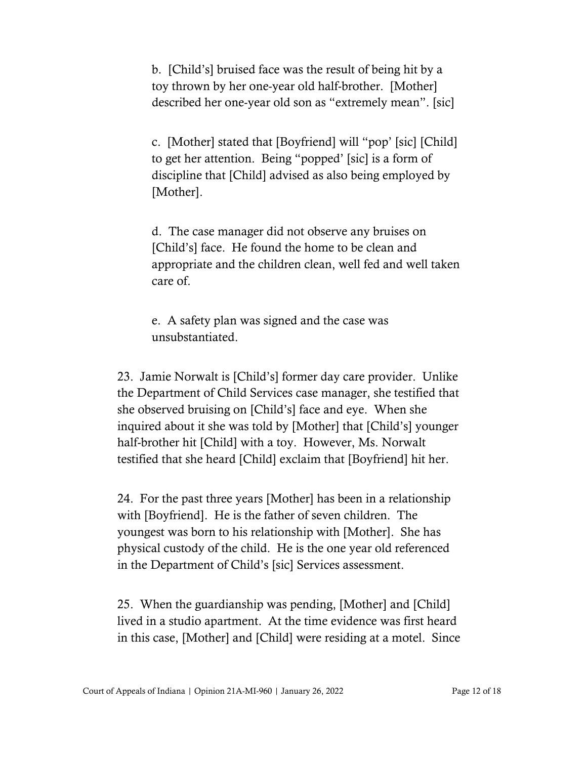b. [Child's] bruised face was the result of being hit by a toy thrown by her one-year old half-brother. [Mother] described her one-year old son as "extremely mean". [sic]

c. [Mother] stated that [Boyfriend] will "pop' [sic] [Child] to get her attention. Being "popped' [sic] is a form of discipline that [Child] advised as also being employed by [Mother].

d. The case manager did not observe any bruises on [Child's] face. He found the home to be clean and appropriate and the children clean, well fed and well taken care of.

e. A safety plan was signed and the case was unsubstantiated.

23. Jamie Norwalt is [Child's] former day care provider. Unlike the Department of Child Services case manager, she testified that she observed bruising on [Child's] face and eye. When she inquired about it she was told by [Mother] that [Child's] younger half-brother hit [Child] with a toy. However, Ms. Norwalt testified that she heard [Child] exclaim that [Boyfriend] hit her.

24. For the past three years [Mother] has been in a relationship with [Boyfriend]. He is the father of seven children. The youngest was born to his relationship with [Mother]. She has physical custody of the child. He is the one year old referenced in the Department of Child's [sic] Services assessment.

25. When the guardianship was pending, [Mother] and [Child] lived in a studio apartment. At the time evidence was first heard in this case, [Mother] and [Child] were residing at a motel. Since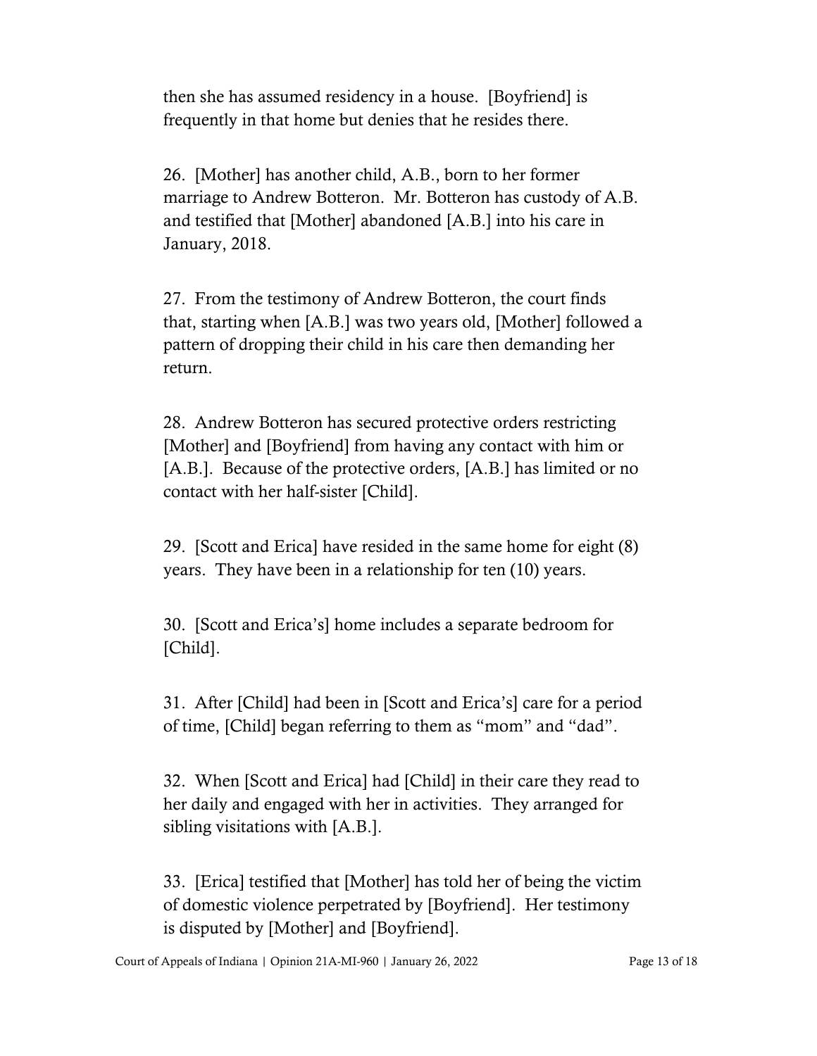then she has assumed residency in a house. [Boyfriend] is frequently in that home but denies that he resides there.

26. [Mother] has another child, A.B., born to her former marriage to Andrew Botteron. Mr. Botteron has custody of A.B. and testified that [Mother] abandoned [A.B.] into his care in January, 2018.

27. From the testimony of Andrew Botteron, the court finds that, starting when [A.B.] was two years old, [Mother] followed a pattern of dropping their child in his care then demanding her return.

28. Andrew Botteron has secured protective orders restricting [Mother] and [Boyfriend] from having any contact with him or [A.B.]. Because of the protective orders, [A.B.] has limited or no contact with her half-sister [Child].

29. [Scott and Erica] have resided in the same home for eight (8) years. They have been in a relationship for ten (10) years.

30. [Scott and Erica's] home includes a separate bedroom for [Child].

31. After [Child] had been in [Scott and Erica's] care for a period of time, [Child] began referring to them as "mom" and "dad".

32. When [Scott and Erica] had [Child] in their care they read to her daily and engaged with her in activities. They arranged for sibling visitations with [A.B.].

33. [Erica] testified that [Mother] has told her of being the victim of domestic violence perpetrated by [Boyfriend]. Her testimony is disputed by [Mother] and [Boyfriend].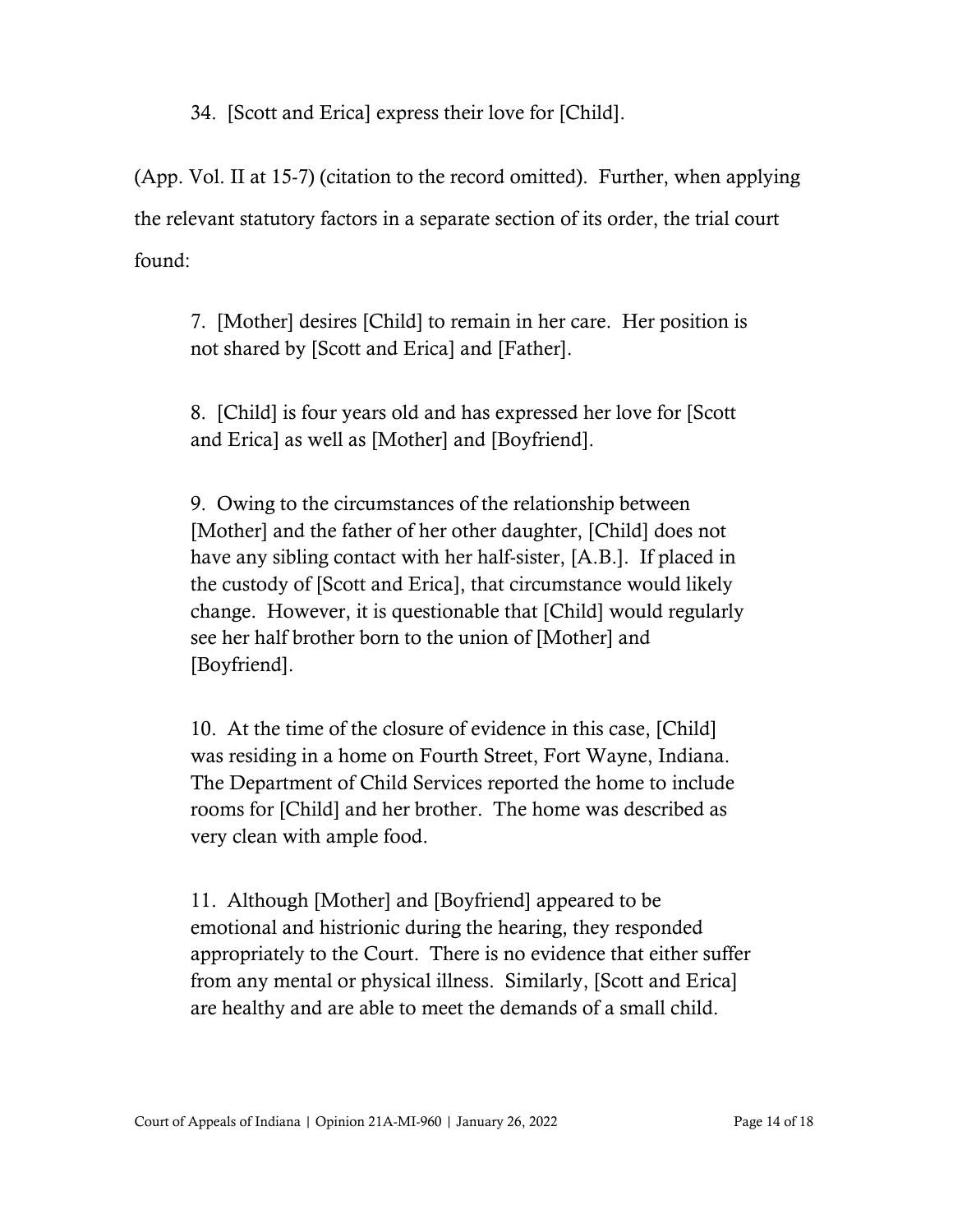34. [Scott and Erica] express their love for [Child].

(App. Vol. II at 15-7) (citation to the record omitted). Further, when applying the relevant statutory factors in a separate section of its order, the trial court found:

> 7. [Mother] desires [Child] to remain in her care. Her position is not shared by [Scott and Erica] and [Father].
>
> 8. [Child] is four years old and has expressed her love for [Scott and Erica] as well as [Mother] and [Boyfriend].
>
> 9. Owing to the circumstances of the relationship between [Mother] and the father of her other daughter, [Child] does not have any sibling contact with her half-sister, [A.B.]. If placed in the custody of [Scott and Erica], that circumstance would likely change. However, it is questionable that [Child] would regularly see her half brother born to the union of [Mother] and [Boyfriend].
>
> 10. At the time of the closure of evidence in this case, [Child] was residing in a home on Fourth Street, Fort Wayne, Indiana. The Department of Child Services reported the home to include rooms for [Child] and her brother. The home was described as very clean with ample food.
>
> 11. Although [Mother] and [Boyfriend] appeared to be emotional and histrionic during the hearing, they responded appropriately to the Court. There is no evidence that either suffer from any mental or physical illness. Similarly, [Scott and Erica] are healthy and are able to meet the demands of a small child.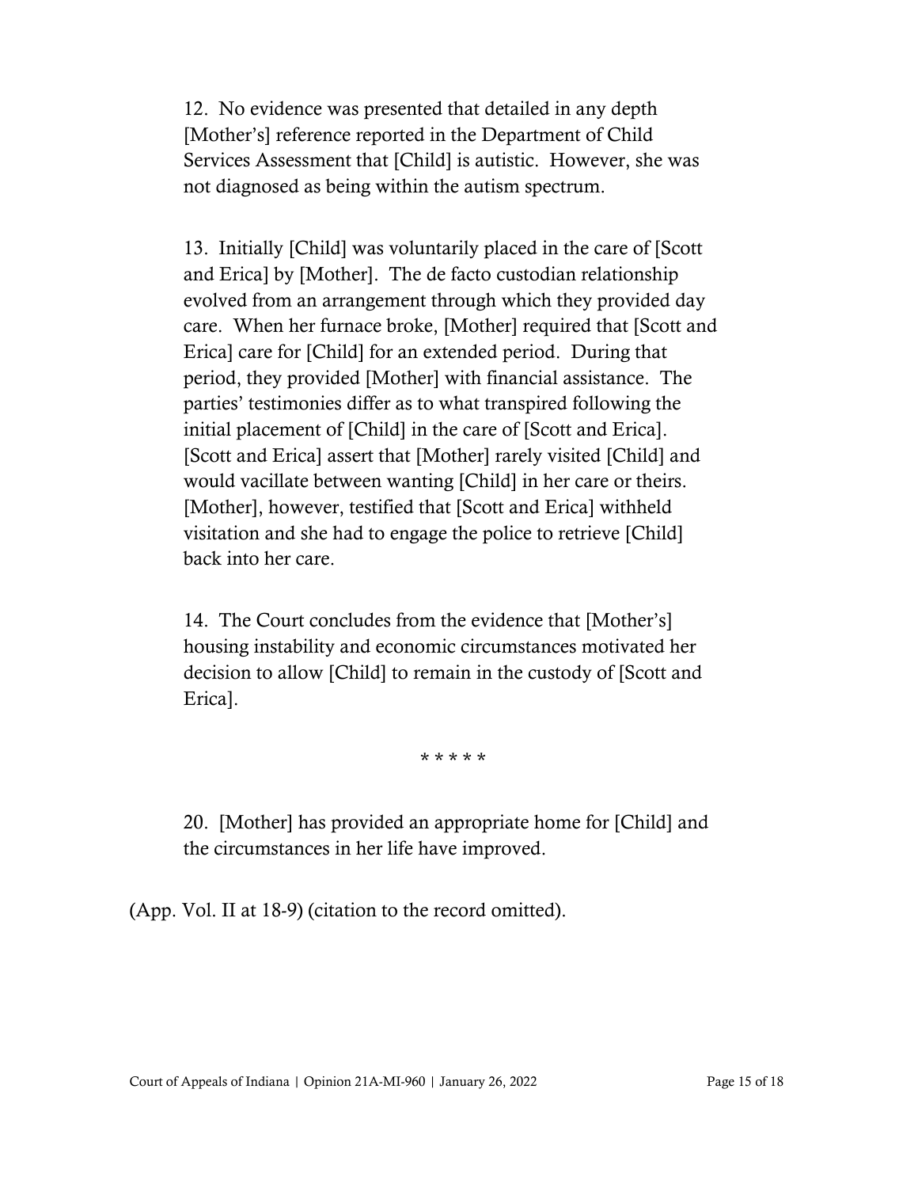> 12. No evidence was presented that detailed in any depth [Mother's] reference reported in the Department of Child Services Assessment that [Child] is autistic. However, she was not diagnosed as being within the autism spectrum.
>
> 13. Initially [Child] was voluntarily placed in the care of [Scott and Erica] by [Mother]. The de facto custodian relationship evolved from an arrangement through which they provided day care. When her furnace broke, [Mother] required that [Scott and Erica] care for [Child] for an extended period. During that period, they provided [Mother] with financial assistance. The parties' testimonies differ as to what transpired following the initial placement of [Child] in the care of [Scott and Erica]. [Scott and Erica] assert that [Mother] rarely visited [Child] and would vacillate between wanting [Child] in her care or theirs. [Mother], however, testified that [Scott and Erica] withheld visitation and she had to engage the police to retrieve [Child] back into her care.
>
> 14. The Court concludes from the evidence that [Mother's] housing instability and economic circumstances motivated her decision to allow [Child] to remain in the custody of [Scott and Erica].
>
> \* \* \* \* \*
>
> 20. [Mother] has provided an appropriate home for [Child] and the circumstances in her life have improved.

(App. Vol. II at 18-9) (citation to the record omitted).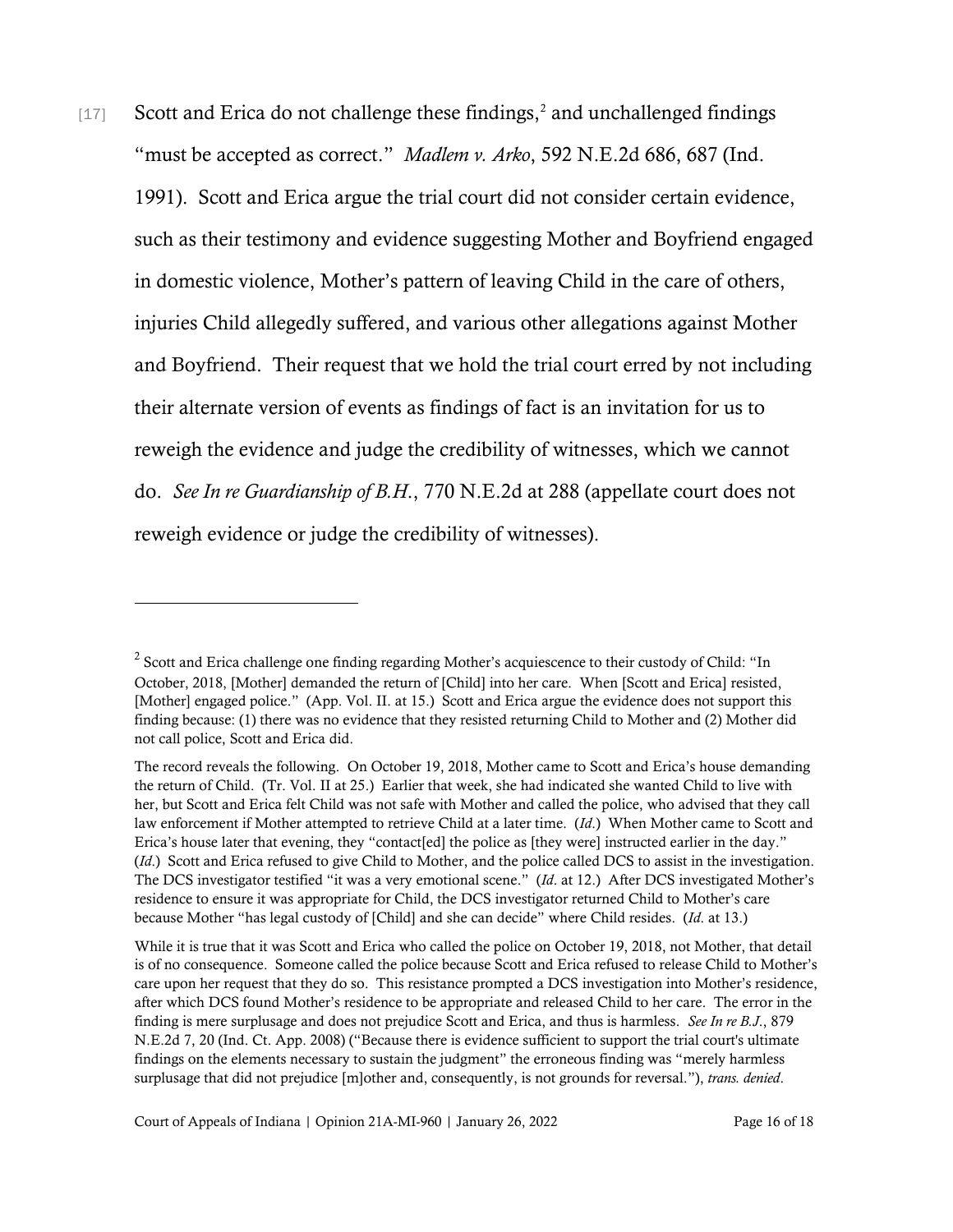[17] Scott and Erica do not challenge these findings,[2] and unchallenged findings "must be accepted as correct." *Madlem v. Arko*, 592 N.E.2d 686, 687 (Ind. 1991). Scott and Erica argue the trial court did not consider certain evidence, such as their testimony and evidence suggesting Mother and Boyfriend engaged in domestic violence, Mother's pattern of leaving Child in the care of others, injuries Child allegedly suffered, and various other allegations against Mother and Boyfriend. Their request that we hold the trial court erred by not including their alternate version of events as findings of fact is an invitation for us to reweigh the evidence and judge the credibility of witnesses, which we cannot do. *See In re Guardianship of B.H.*, 770 N.E.2d at 288 (appellate court does not reweigh evidence or judge the credibility of witnesses).

---

[2] Scott and Erica challenge one finding regarding Mother's acquiescence to their custody of Child: "In October, 2018, [Mother] demanded the return of [Child] into her care. When [Scott and Erica] resisted, [Mother] engaged police." (App. Vol. II. at 15.) Scott and Erica argue the evidence does not support this finding because: (1) there was no evidence that they resisted returning Child to Mother and (2) Mother did not call police, Scott and Erica did.

The record reveals the following. On October 19, 2018, Mother came to Scott and Erica's house demanding the return of Child. (Tr. Vol. II at 25.) Earlier that week, she had indicated she wanted Child to live with her, but Scott and Erica felt Child was not safe with Mother and called the police, who advised that they call law enforcement if Mother attempted to retrieve Child at a later time. (*Id.*) When Mother came to Scott and Erica's house later that evening, they "contact[ed] the police as [they were] instructed earlier in the day." (*Id.*) Scott and Erica refused to give Child to Mother, and the police called DCS to assist in the investigation. The DCS investigator testified "it was a very emotional scene." (*Id.* at 12.) After DCS investigated Mother's residence to ensure it was appropriate for Child, the DCS investigator returned Child to Mother's care because Mother "has legal custody of [Child] and she can decide" where Child resides. (*Id.* at 13.)

While it is true that it was Scott and Erica who called the police on October 19, 2018, not Mother, that detail is of no consequence. Someone called the police because Scott and Erica refused to release Child to Mother's care upon her request that they do so. This resistance prompted a DCS investigation into Mother's residence, after which DCS found Mother's residence to be appropriate and released Child to her care. The error in the finding is mere surplusage and does not prejudice Scott and Erica, and thus is harmless. *See In re B.J.*, 879 N.E.2d 7, 20 (Ind. Ct. App. 2008) ("Because there is evidence sufficient to support the trial court's ultimate findings on the elements necessary to sustain the judgment" the erroneous finding was "merely harmless surplusage that did not prejudice [m]other and, consequently, is not grounds for reversal."), *trans. denied*.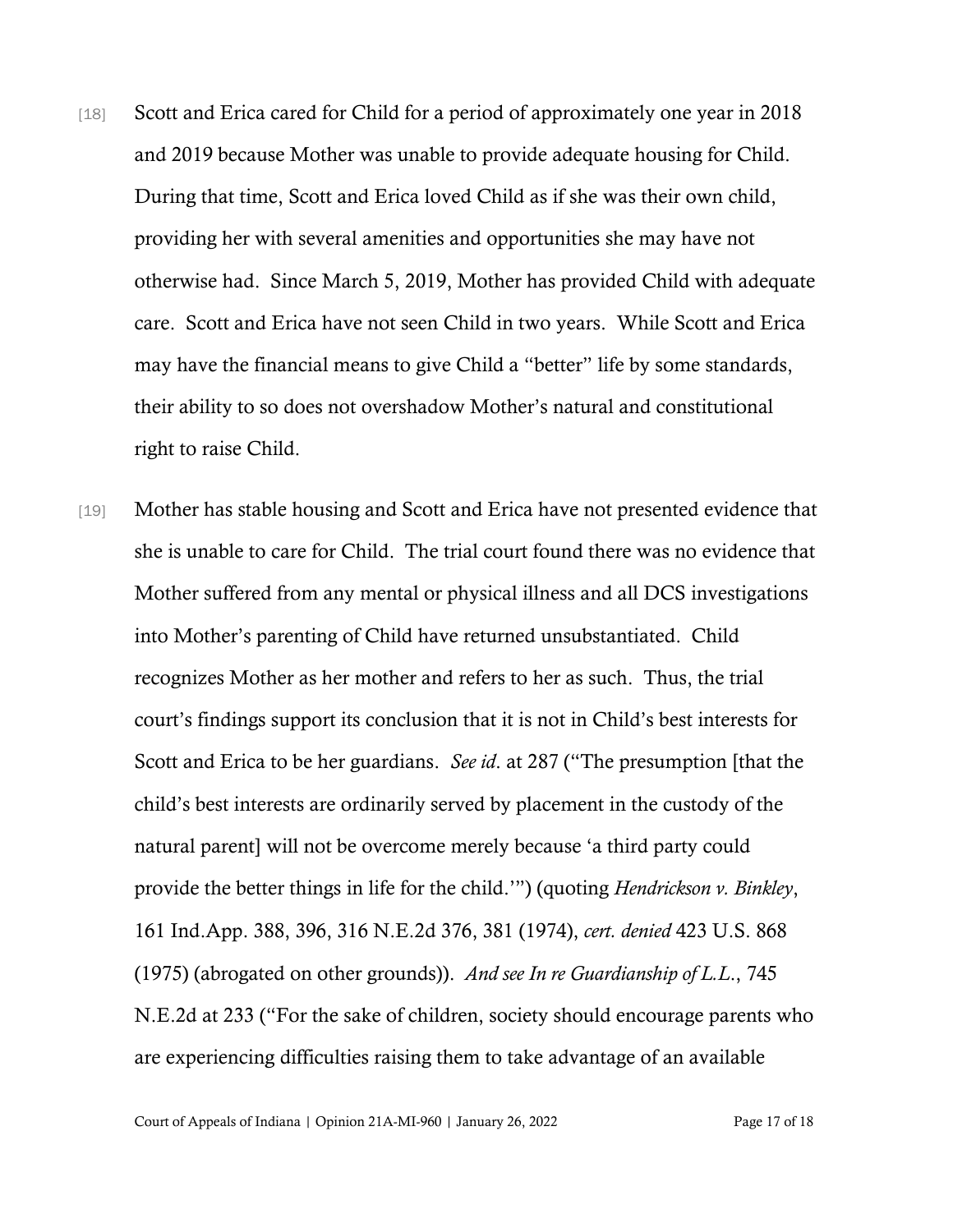[18] Scott and Erica cared for Child for a period of approximately one year in 2018 and 2019 because Mother was unable to provide adequate housing for Child. During that time, Scott and Erica loved Child as if she was their own child, providing her with several amenities and opportunities she may have not otherwise had. Since March 5, 2019, Mother has provided Child with adequate care. Scott and Erica have not seen Child in two years. While Scott and Erica may have the financial means to give Child a "better" life by some standards, their ability to so does not overshadow Mother's natural and constitutional right to raise Child.

[19] Mother has stable housing and Scott and Erica have not presented evidence that she is unable to care for Child. The trial court found there was no evidence that Mother suffered from any mental or physical illness and all DCS investigations into Mother's parenting of Child have returned unsubstantiated. Child recognizes Mother as her mother and refers to her as such. Thus, the trial court's findings support its conclusion that it is not in Child's best interests for Scott and Erica to be her guardians. *See id.* at 287 ("The presumption [that the child's best interests are ordinarily served by placement in the custody of the natural parent] will not be overcome merely because 'a third party could provide the better things in life for the child.'") (quoting *Hendrickson v. Binkley*, 161 Ind.App. 388, 396, 316 N.E.2d 376, 381 (1974), *cert. denied* 423 U.S. 868 (1975) (abrogated on other grounds)). *And see In re Guardianship of L.L.*, 745 N.E.2d at 233 ("For the sake of children, society should encourage parents who are experiencing difficulties raising them to take advantage of an available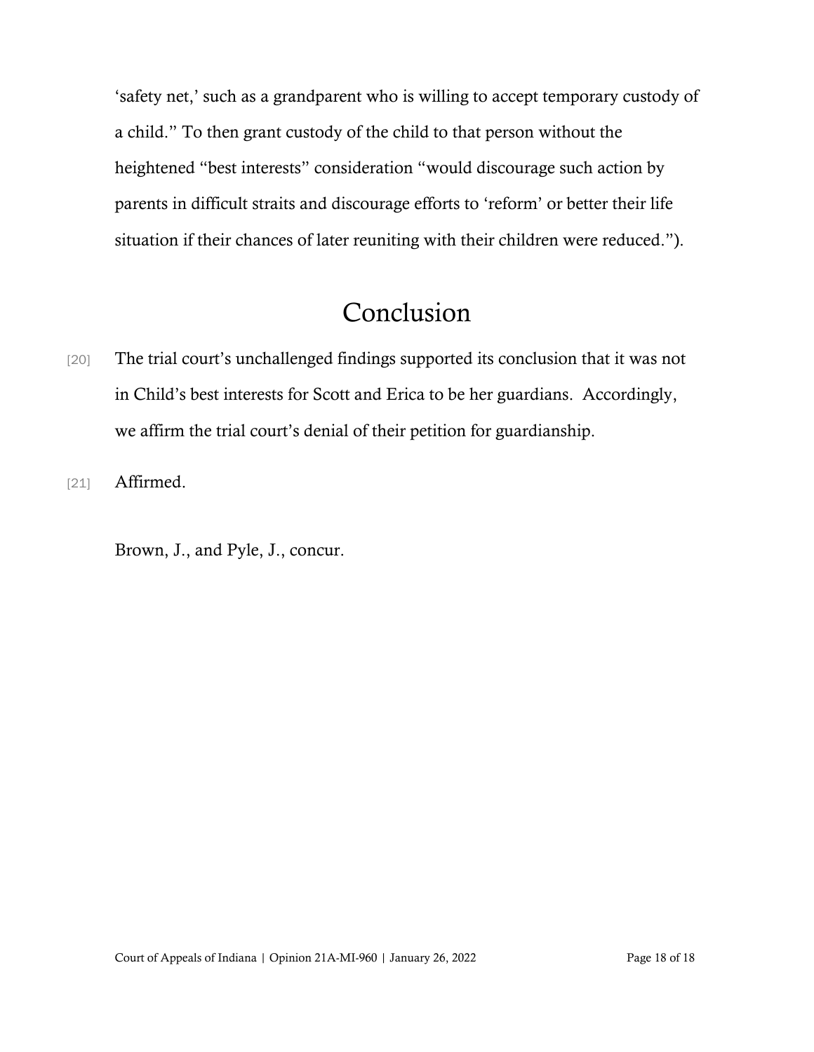'safety net,' such as a grandparent who is willing to accept temporary custody of a child." To then grant custody of the child to that person without the heightened "best interests" consideration "would discourage such action by parents in difficult straits and discourage efforts to 'reform' or better their life situation if their chances of later reuniting with their children were reduced.").

# Conclusion

[20] The trial court's unchallenged findings supported its conclusion that it was not in Child's best interests for Scott and Erica to be her guardians. Accordingly, we affirm the trial court's denial of their petition for guardianship.

[21] Affirmed.

Brown, J., and Pyle, J., concur.